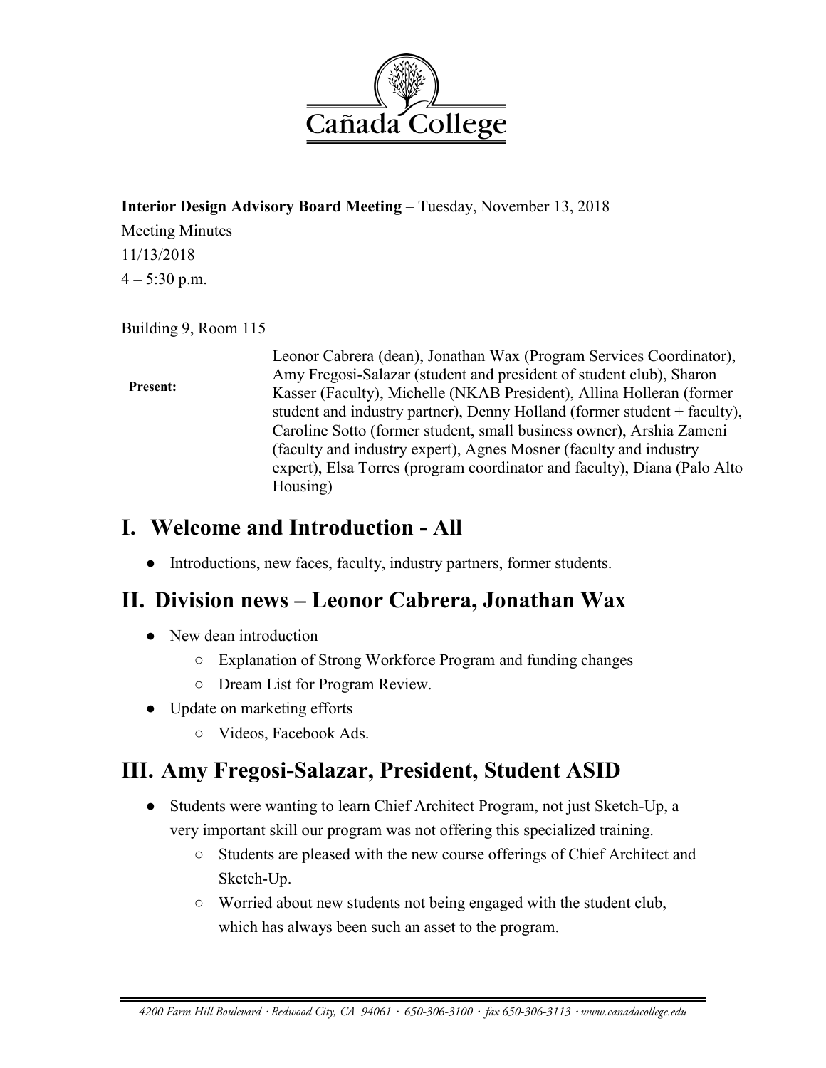**Interior Design Advisory Board Meeting** – Tuesday, November 13, 2018

Meeting Minutes

11/13/2018

4 – 5:30 p.m.

Building 9, Room 115

| **Present:** | Leonor Cabrera (dean), Jonathan Wax (Program Services Coordinator), Amy Fregosi-Salazar (student and president of student club), Sharon Kasser (Faculty), Michelle (NKAB President), Allina Holleran (former student and industry partner), Denny Holland (former student + faculty), Caroline Sotto (former student, small business owner), Arshia Zameni (faculty and industry expert), Agnes Mosner (faculty and industry expert), Elsa Torres (program coordinator and faculty), Diana (Palo Alto Housing) |
|---|---|

# I. Welcome and Introduction - All

- Introductions, new faces, faculty, industry partners, former students.

# II. Division news – Leonor Cabrera, Jonathan Wax

- New dean introduction
  - Explanation of Strong Workforce Program and funding changes
  - Dream List for Program Review.
- Update on marketing efforts
  - Videos, Facebook Ads.

# III. Amy Fregosi-Salazar, President, Student ASID

- Students were wanting to learn Chief Architect Program, not just Sketch-Up, a very important skill our program was not offering this specialized training.
  - Students are pleased with the new course offerings of Chief Architect and Sketch-Up.
  - Worried about new students not being engaged with the student club, which has always been such an asset to the program.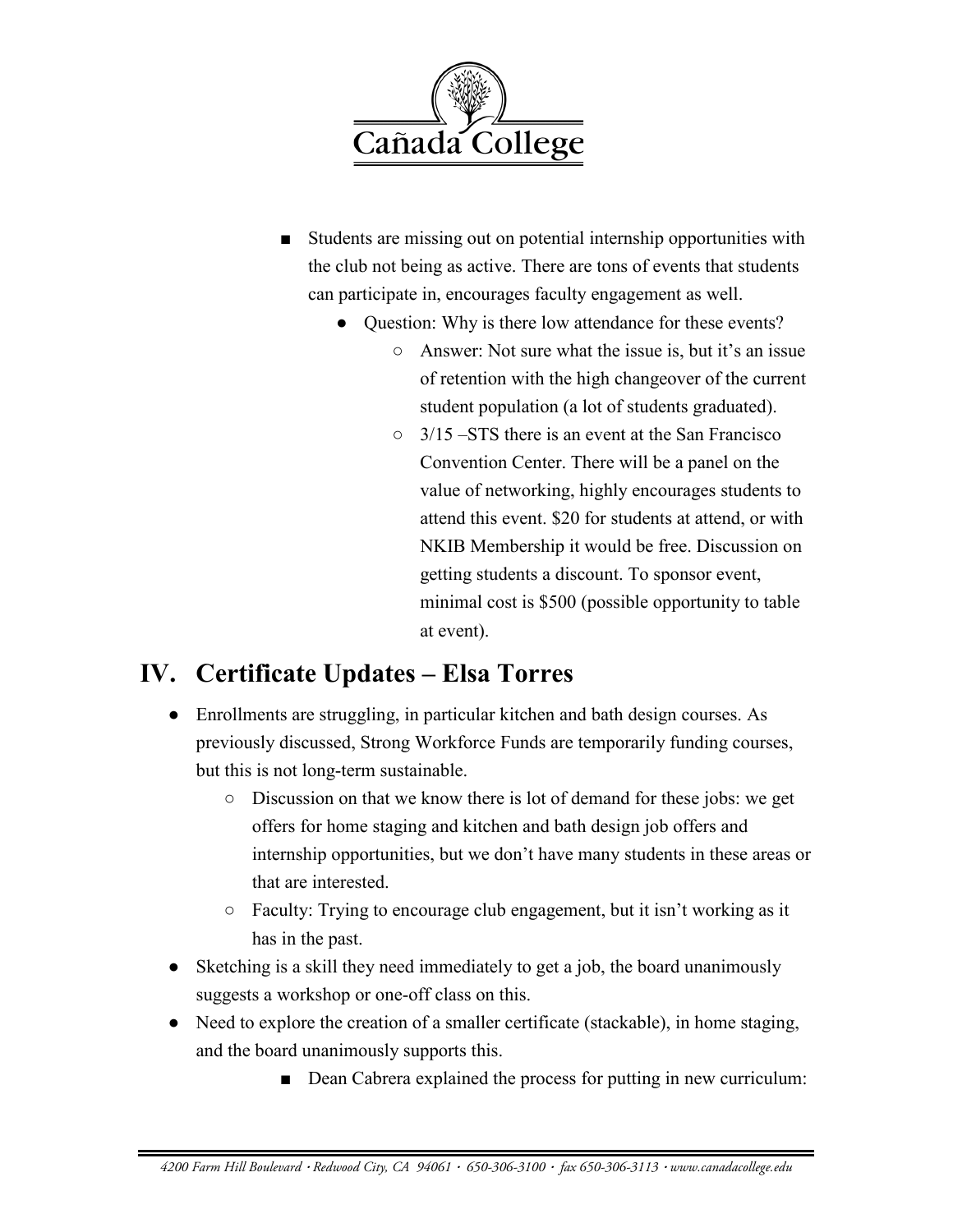- Students are missing out on potential internship opportunities with the club not being as active. There are tons of events that students can participate in, encourages faculty engagement as well.
  - Question: Why is there low attendance for these events?
    - Answer: Not sure what the issue is, but it's an issue of retention with the high changeover of the current student population (a lot of students graduated).
    - 3/15 –STS there is an event at the San Francisco Convention Center. There will be a panel on the value of networking, highly encourages students to attend this event. $20 for students at attend, or with NKIB Membership it would be free. Discussion on getting students a discount. To sponsor event, minimal cost is $500 (possible opportunity to table at event).

## IV. Certificate Updates – Elsa Torres

- Enrollments are struggling, in particular kitchen and bath design courses. As previously discussed, Strong Workforce Funds are temporarily funding courses, but this is not long-term sustainable.
  - Discussion on that we know there is lot of demand for these jobs: we get offers for home staging and kitchen and bath design job offers and internship opportunities, but we don't have many students in these areas or that are interested.
  - Faculty: Trying to encourage club engagement, but it isn't working as it has in the past.
- Sketching is a skill they need immediately to get a job, the board unanimously suggests a workshop or one-off class on this.
- Need to explore the creation of a smaller certificate (stackable), in home staging, and the board unanimously supports this.
  - Dean Cabrera explained the process for putting in new curriculum: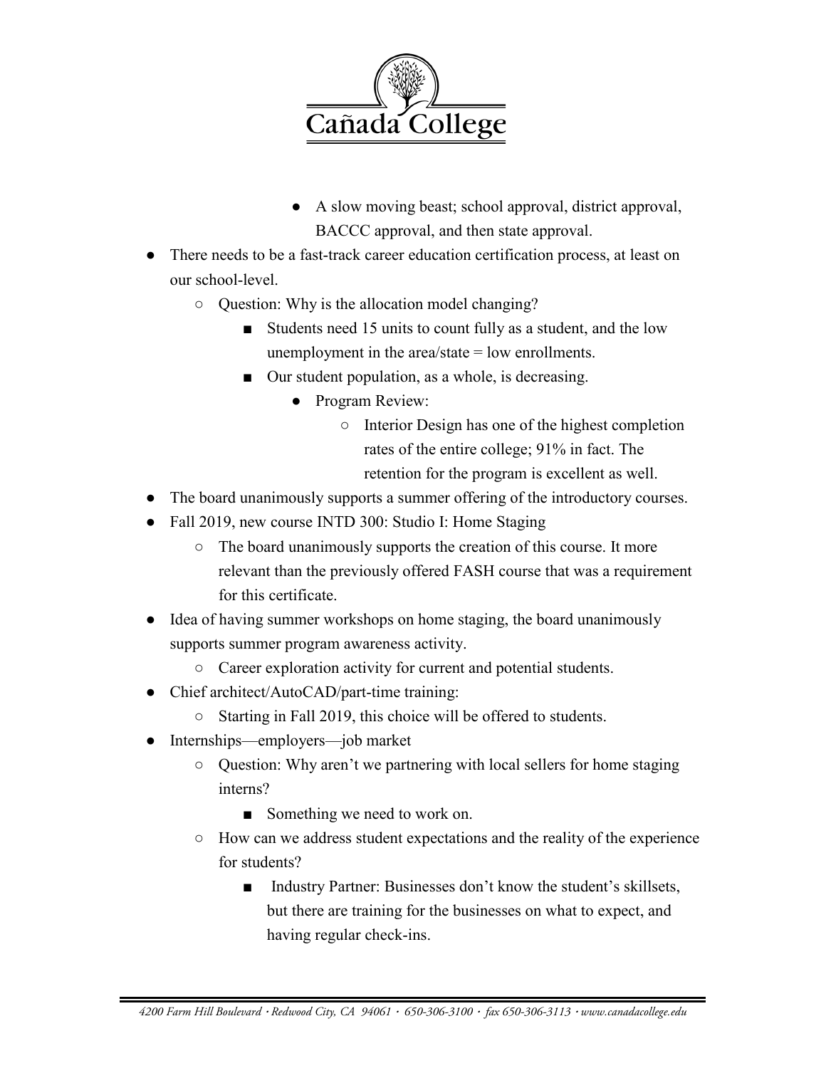- A slow moving beast; school approval, district approval, BACCC approval, and then state approval.

- There needs to be a fast-track career education certification process, at least on our school-level.
  - Question: Why is the allocation model changing?
    - Students need 15 units to count fully as a student, and the low unemployment in the area/state = low enrollments.
    - Our student population, as a whole, is decreasing.
      - Program Review:
        - Interior Design has one of the highest completion rates of the entire college; 91% in fact. The retention for the program is excellent as well.
- The board unanimously supports a summer offering of the introductory courses.
- Fall 2019, new course INTD 300: Studio I: Home Staging
  - The board unanimously supports the creation of this course. It more relevant than the previously offered FASH course that was a requirement for this certificate.
- Idea of having summer workshops on home staging, the board unanimously supports summer program awareness activity.
  - Career exploration activity for current and potential students.
- Chief architect/AutoCAD/part-time training:
  - Starting in Fall 2019, this choice will be offered to students.
- Internships—employers—job market
  - Question: Why aren't we partnering with local sellers for home staging interns?
    - Something we need to work on.
  - How can we address student expectations and the reality of the experience for students?
    - Industry Partner: Businesses don't know the student's skillsets, but there are training for the businesses on what to expect, and having regular check-ins.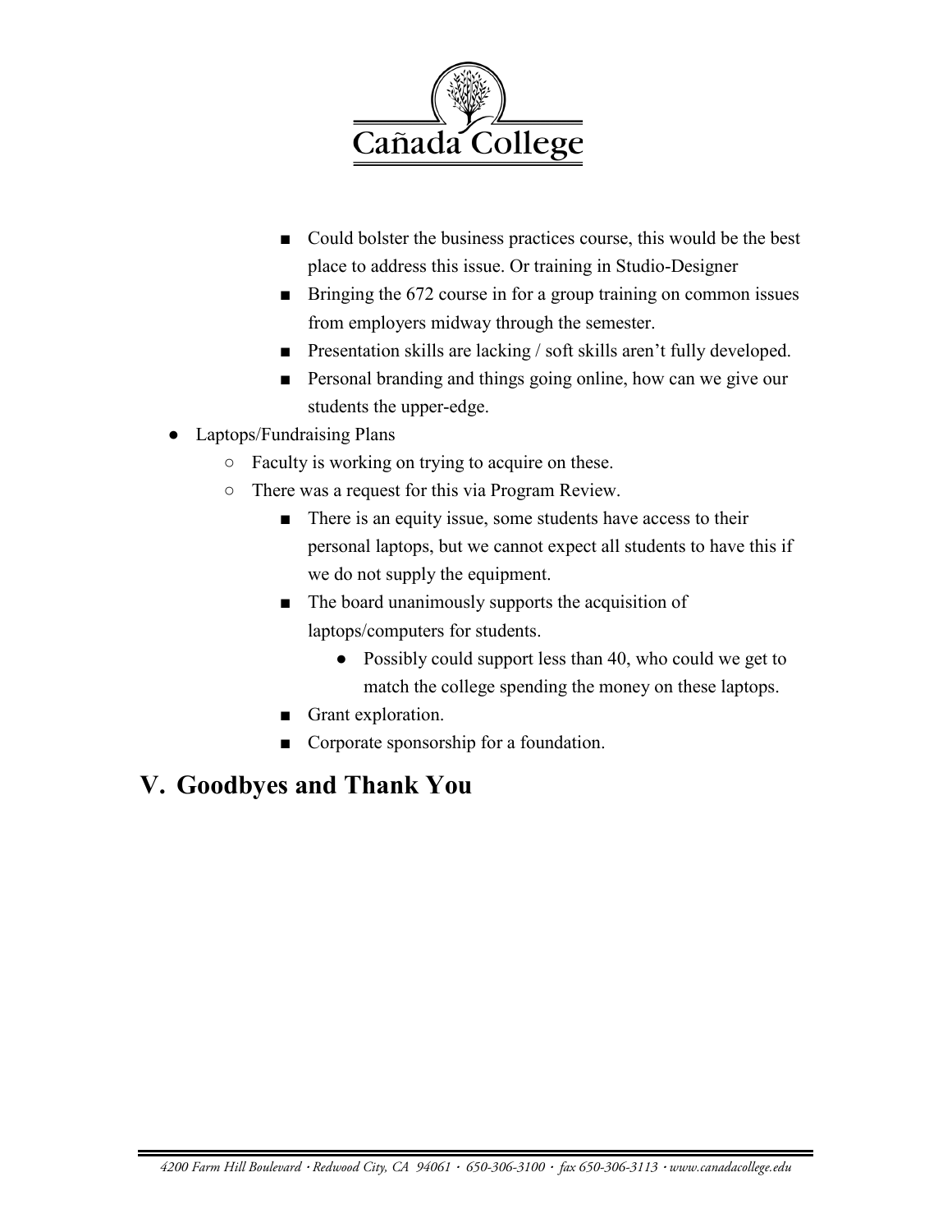- Could bolster the business practices course, this would be the best place to address this issue. Or training in Studio-Designer
        - Bringing the 672 course in for a group training on common issues from employers midway through the semester.
        - Presentation skills are lacking / soft skills aren't fully developed.
        - Personal branding and things going online, how can we give our students the upper-edge.
- Laptops/Fundraising Plans
    - Faculty is working on trying to acquire on these.
    - There was a request for this via Program Review.
        - There is an equity issue, some students have access to their personal laptops, but we cannot expect all students to have this if we do not supply the equipment.
        - The board unanimously supports the acquisition of laptops/computers for students.
            - Possibly could support less than 40, who could we get to match the college spending the money on these laptops.
        - Grant exploration.
        - Corporate sponsorship for a foundation.

## V. Goodbyes and Thank You